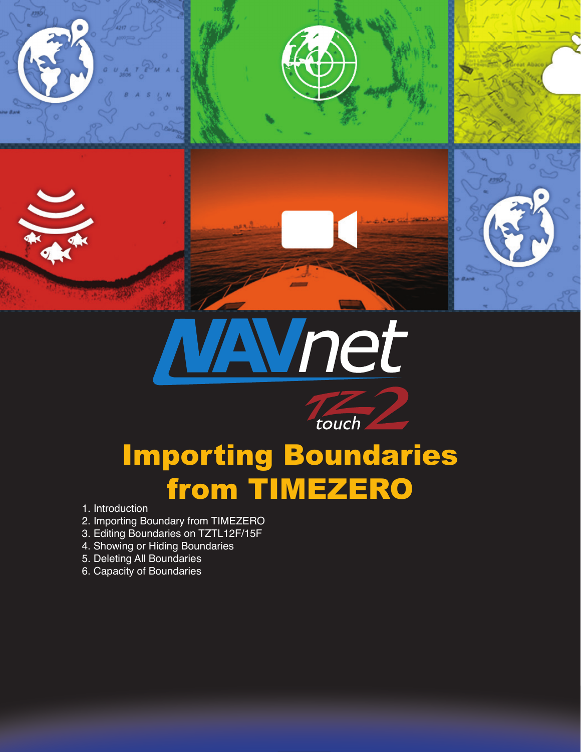NAVnet TZtouch2

# Importing Boundaries from TIMEZERO

1. Introduction
2. Importing Boundary from TIMEZERO
3. Editing Boundaries on TZTL12F/15F
4. Showing or Hiding Boundaries
5. Deleting All Boundaries
6. Capacity of Boundaries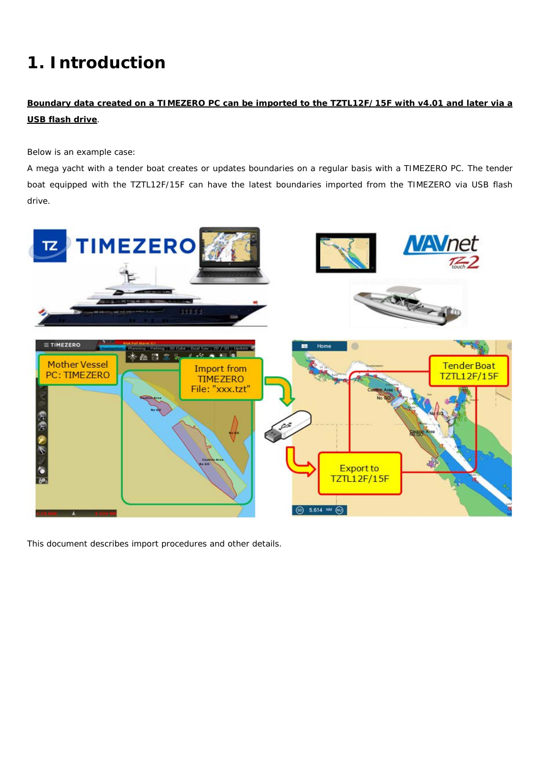# 1. Introduction

**Boundary data created on a TIMEZERO PC can be imported to the TZTL12F/15F with v4.01 and later via a USB flash drive**.

Below is an example case:

A mega yacht with a tender boat creates or updates boundaries on a regular basis with a TIMEZERO PC. The tender boat equipped with the TZTL12F/15F can have the latest boundaries imported from the TIMEZERO via USB flash drive.

This document describes import procedures and other details.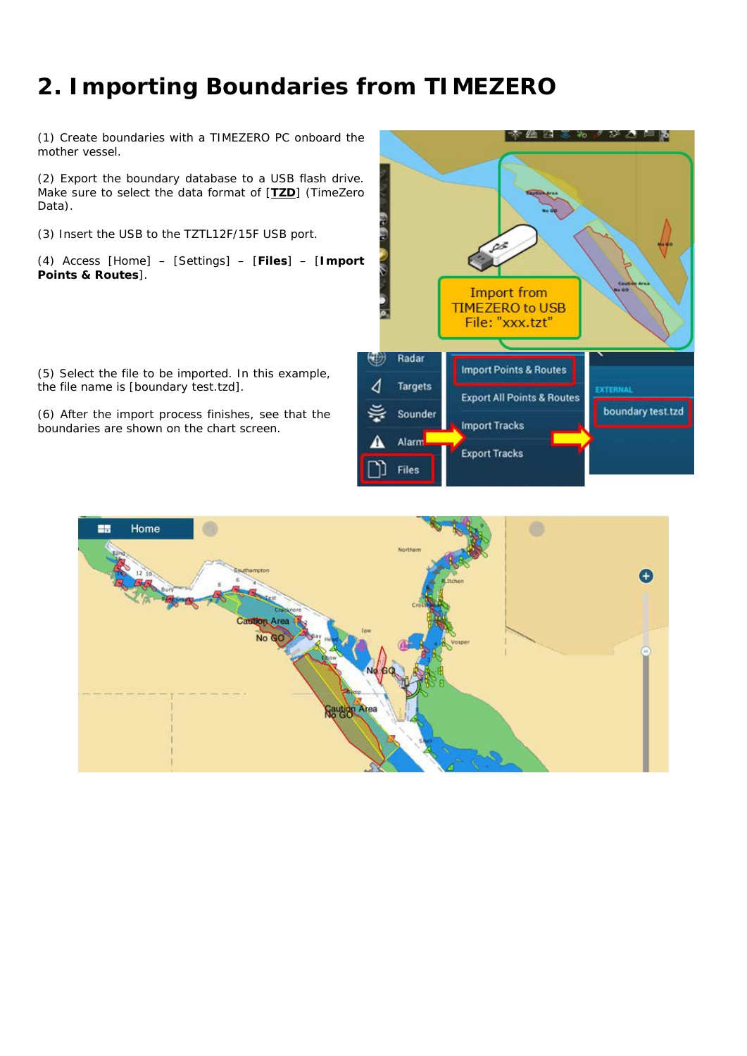## 2. Importing Boundaries from TIMEZERO

(1) Create boundaries with a TIMEZERO PC onboard the mother vessel.

(2) Export the boundary database to a USB flash drive. Make sure to select the data format of [**TZD**] (TimeZero Data).

(3) Insert the USB to the TZTL12F/15F USB port.

(4) Access [Home] – [Settings] – [**Files**] – [**Import Points & Routes**].

(5) Select the file to be imported. In this example, the file name is [boundary test.tzd].

(6) After the import process finishes, see that the boundaries are shown on the chart screen.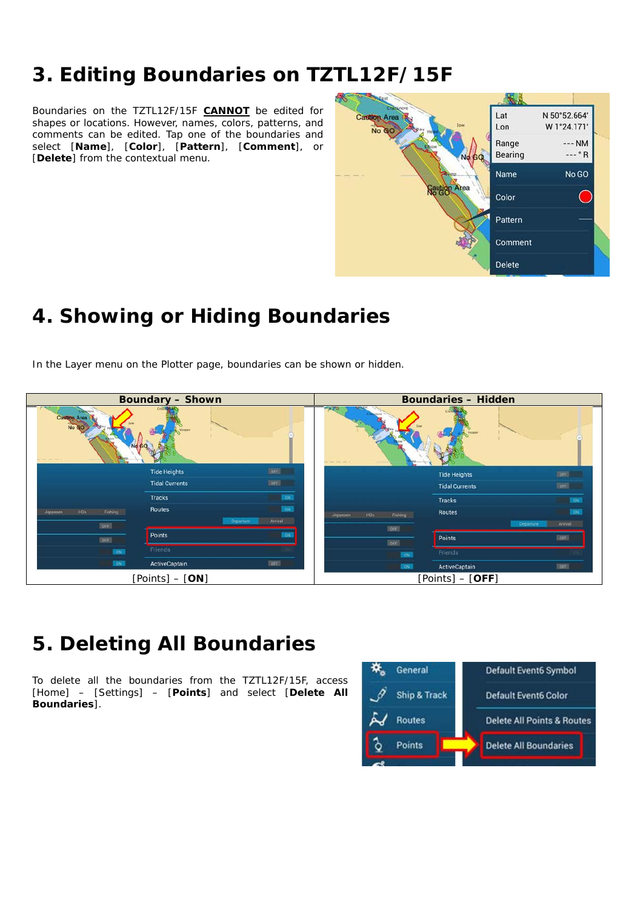# 3. Editing Boundaries on TZTL12F/15F

Boundaries on the TZTL12F/15F **CANNOT** be edited for shapes or locations. However, names, colors, patterns, and comments can be edited. Tap one of the boundaries and select [**Name**], [**Color**], [**Pattern**], [**Comment**], or [**Delete**] from the contextual menu.

# 4. Showing or Hiding Boundaries

In the Layer menu on the Plotter page, boundaries can be shown or hidden.

| Boundary – Shown | Boundaries – Hidden |
| --- | --- |
| [Points] – [**ON**] | [Points] – [**OFF**] |

# 5. Deleting All Boundaries

To delete all the boundaries from the TZTL12F/15F, access [Home] – [Settings] – [**Points**] and select [**Delete All Boundaries**].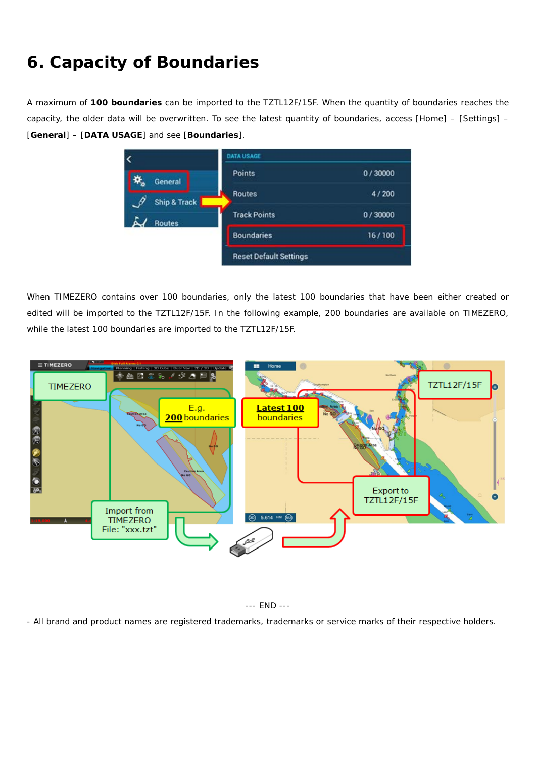# 6. Capacity of Boundaries

A maximum of **100 boundaries** can be imported to the TZTL12F/15F. When the quantity of boundaries reaches the capacity, the older data will be overwritten. To see the latest quantity of boundaries, access [Home] – [Settings] – [**General**] – [**DATA USAGE**] and see [**Boundaries**].

When TIMEZERO contains over 100 boundaries, only the latest 100 boundaries that have been either created or edited will be imported to the TZTL12F/15F. In the following example, 200 boundaries are available on TIMEZERO, while the latest 100 boundaries are imported to the TZTL12F/15F.

--- END ---

- All brand and product names are registered trademarks, trademarks or service marks of their respective holders.